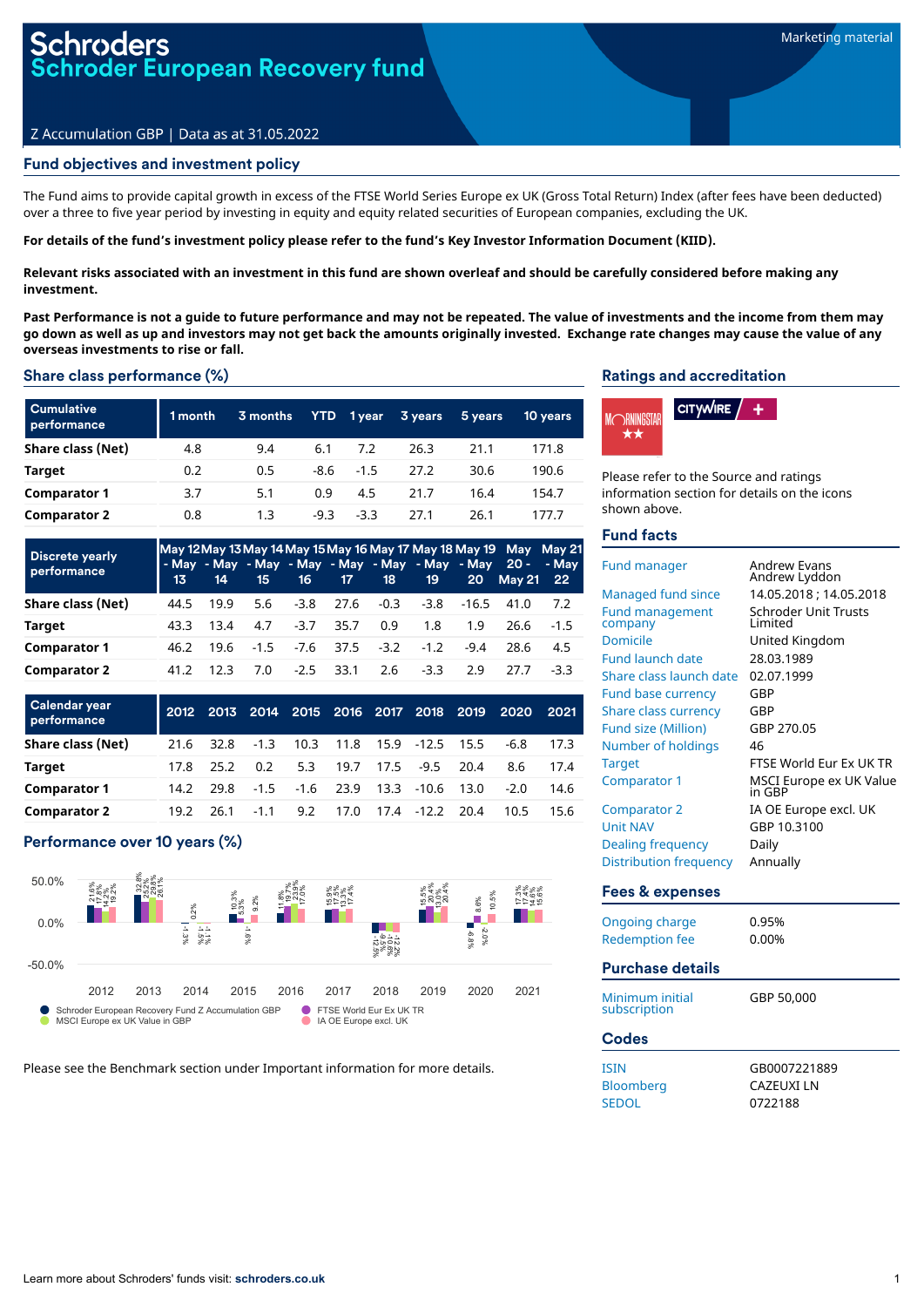Marketing material

# Schroders
# Schroder European Recovery fund

Z Accumulation GBP | Data as at 31.05.2022

## Fund objectives and investment policy

The Fund aims to provide capital growth in excess of the FTSE World Series Europe ex UK (Gross Total Return) Index (after fees have been deducted) over a three to five year period by investing in equity and equity related securities of European companies, excluding the UK.

**For details of the fund's investment policy please refer to the fund's Key Investor Information Document (KIID).**

**Relevant risks associated with an investment in this fund are shown overleaf and should be carefully considered before making any investment.**

**Past Performance is not a guide to future performance and may not be repeated. The value of investments and the income from them may go down as well as up and investors may not get back the amounts originally invested. Exchange rate changes may cause the value of any overseas investments to rise or fall.**

## Share class performance (%)

| Cumulative performance | 1 month | 3 months | YTD | 1 year | 3 years | 5 years | 10 years |
|---|---|---|---|---|---|---|---|
| Share class (Net) | 4.8 | 9.4 | 6.1 | 7.2 | 26.3 | 21.1 | 171.8 |
| Target | 0.2 | 0.5 | -8.6 | -1.5 | 27.2 | 30.6 | 190.6 |
| Comparator 1 | 3.7 | 5.1 | 0.9 | 4.5 | 21.7 | 16.4 | 154.7 |
| Comparator 2 | 0.8 | 1.3 | -9.3 | -3.3 | 27.1 | 26.1 | 177.7 |

| Discrete yearly performance | May 12 - May 13 | May 13 - May 14 | May 14 - May 15 | May 15 - May 16 | May 16 - May 17 | May 17 - May 18 | May 18 - May 19 | May 19 - May 20 | May 20 - May 21 | May 21 - May 22 |
|---|---|---|---|---|---|---|---|---|---|---|
| Share class (Net) | 44.5 | 19.9 | 5.6 | -3.8 | 27.6 | -0.3 | -3.8 | -16.5 | 41.0 | 7.2 |
| Target | 43.3 | 13.4 | 4.7 | -3.7 | 35.7 | 0.9 | 1.8 | 1.9 | 26.6 | -1.5 |
| Comparator 1 | 46.2 | 19.6 | -1.5 | -7.6 | 37.5 | -3.2 | -1.2 | -9.4 | 28.6 | 4.5 |
| Comparator 2 | 41.2 | 12.3 | 7.0 | -2.5 | 33.1 | 2.6 | -3.3 | 2.9 | 27.7 | -3.3 |

| Calendar year performance | 2012 | 2013 | 2014 | 2015 | 2016 | 2017 | 2018 | 2019 | 2020 | 2021 |
|---|---|---|---|---|---|---|---|---|---|---|
| Share class (Net) | 21.6 | 32.8 | -1.3 | 10.3 | 11.8 | 15.9 | -12.5 | 15.5 | -6.8 | 17.3 |
| Target | 17.8 | 25.2 | 0.2 | 5.3 | 19.7 | 17.5 | -9.5 | 20.4 | 8.6 | 17.4 |
| Comparator 1 | 14.2 | 29.8 | -1.5 | -1.6 | 23.9 | 13.3 | -10.6 | 13.0 | -2.0 | 14.6 |
| Comparator 2 | 19.2 | 26.1 | -1.1 | 9.2 | 17.0 | 17.4 | -12.2 | 20.4 | 10.5 | 15.6 |

## Performance over 10 years (%)

Legend: Schroder European Recovery Fund Z Accumulation GBP; FTSE World Eur Ex UK TR; MSCI Europe ex UK Value in GBP; IA OE Europe excl. UK

Please see the Benchmark section under Important information for more details.

## Ratings and accreditation

Morningstar ★★ | Citywire +

Please refer to the Source and ratings information section for details on the icons shown above.

## Fund facts

| | |
|---|---|
| Fund manager | Andrew Evans<br>Andrew Lyddon |
| Managed fund since | 14.05.2018 ; 14.05.2018 |
| Fund management company | Schroder Unit Trusts Limited |
| Domicile | United Kingdom |
| Fund launch date | 28.03.1989 |
| Share class launch date | 02.07.1999 |
| Fund base currency | GBP |
| Share class currency | GBP |
| Fund size (Million) | GBP 270.05 |
| Number of holdings | 46 |
| Target | FTSE World Eur Ex UK TR |
| Comparator 1 | MSCI Europe ex UK Value in GBP |
| Comparator 2 | IA OE Europe excl. UK |
| Unit NAV | GBP 10.3100 |
| Dealing frequency | Daily |
| Distribution frequency | Annually |

## Fees & expenses

| | |
|---|---|
| Ongoing charge | 0.95% |
| Redemption fee | 0.00% |

## Purchase details

| | |
|---|---|
| Minimum initial subscription | GBP 50,000 |

## Codes

| | |
|---|---|
| ISIN | GB0007221889 |
| Bloomberg | CAZEUXI LN |
| SEDOL | 0722188 |

Learn more about Schroders' funds visit: **schroders.co.uk**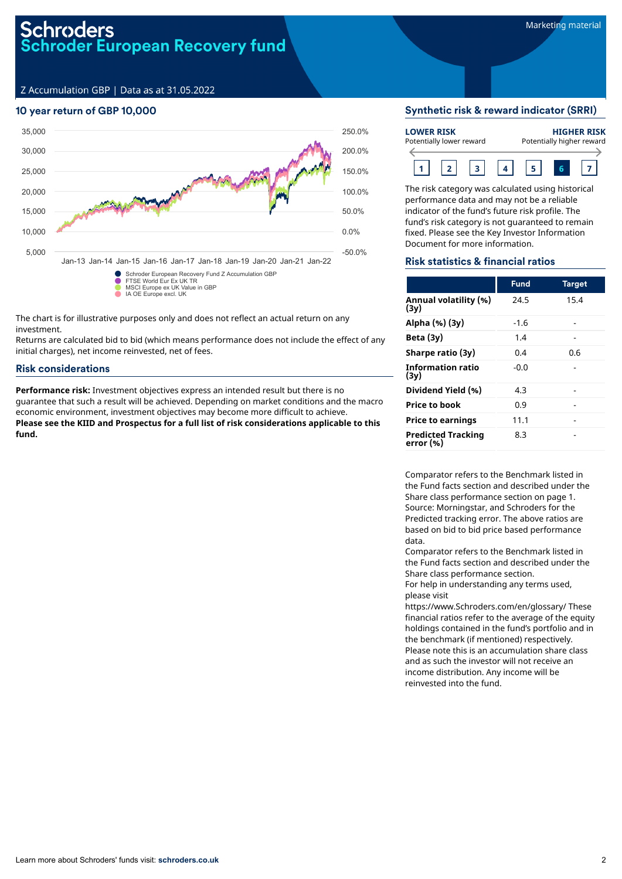# Schroders
## Schroder European Recovery fund

Z Accumulation GBP | Data as at 31.05.2022

Marketing material

### 10 year return of GBP 10,000

Schroder European Recovery Fund Z Accumulation GBP
FTSE World Eur Ex UK TR
MSCI Europe ex UK Value in GBP
IA OE Europe excl. UK

The chart is for illustrative purposes only and does not reflect an actual return on any investment.
Returns are calculated bid to bid (which means performance does not include the effect of any initial charges), net income reinvested, net of fees.

### Risk considerations

**Performance risk:** Investment objectives express an intended result but there is no guarantee that such a result will be achieved. Depending on market conditions and the macro economic environment, investment objectives may become more difficult to achieve.
**Please see the KIID and Prospectus for a full list of risk considerations applicable to this fund.**

### Synthetic risk & reward indicator (SRRI)

**LOWER RISK** Potentially lower reward — **HIGHER RISK** Potentially higher reward

1 | 2 | 3 | 4 | 5 | **6** | 7

The risk category was calculated using historical performance data and may not be a reliable indicator of the fund's future risk profile. The fund's risk category is not guaranteed to remain fixed. Please see the Key Investor Information Document for more information.

### Risk statistics & financial ratios

| | Fund | Target |
|---|---|---|
| **Annual volatility (%) (3y)** | 24.5 | 15.4 |
| **Alpha (%) (3y)** | -1.6 | - |
| **Beta (3y)** | 1.4 | - |
| **Sharpe ratio (3y)** | 0.4 | 0.6 |
| **Information ratio (3y)** | -0.0 | - |
| **Dividend Yield (%)** | 4.3 | - |
| **Price to book** | 0.9 | - |
| **Price to earnings** | 11.1 | - |
| **Predicted Tracking error (%)** | 8.3 | - |

Comparator refers to the Benchmark listed in the Fund facts section and described under the Share class performance section on page 1. Source: Morningstar, and Schroders for the Predicted tracking error. The above ratios are based on bid to bid price based performance data.
Comparator refers to the Benchmark listed in the Fund facts section and described under the Share class performance section.
For help in understanding any terms used, please visit https://www.Schroders.com/en/glossary/ These financial ratios refer to the average of the equity holdings contained in the fund's portfolio and in the benchmark (if mentioned) respectively.
Please note this is an accumulation share class and as such the investor will not receive an income distribution. Any income will be reinvested into the fund.

Learn more about Schroders' funds visit: **schroders.co.uk**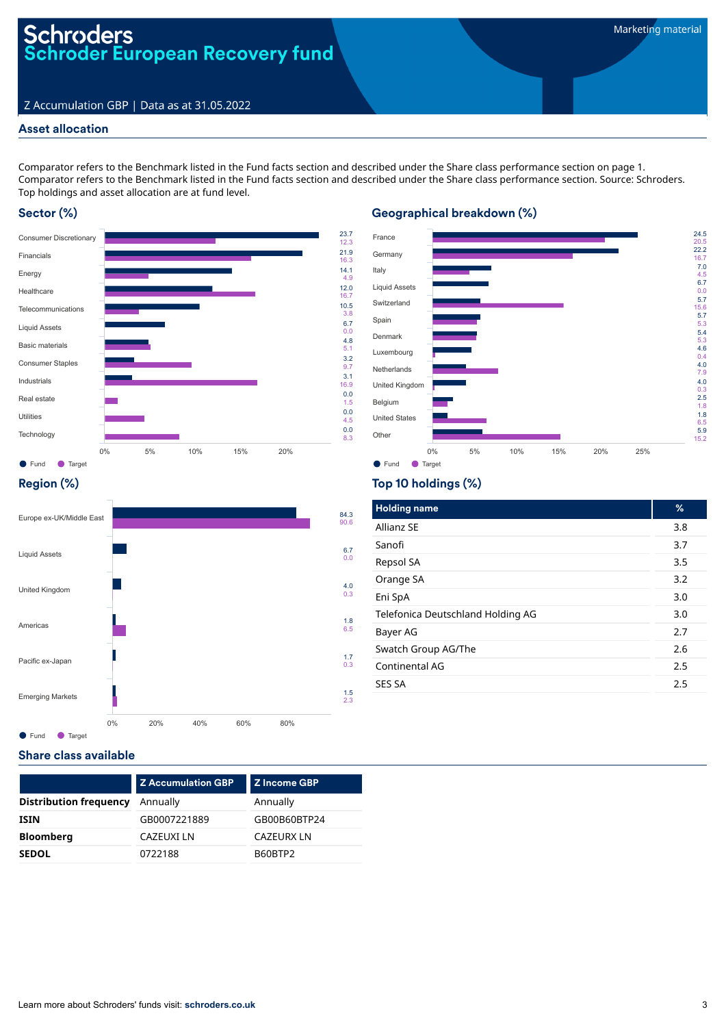# Schroders
## Schroder European Recovery fund

Marketing material

Z Accumulation GBP | Data as at 31.05.2022

## Asset allocation

Comparator refers to the Benchmark listed in the Fund facts section and described under the Share class performance section on page 1. Comparator refers to the Benchmark listed in the Fund facts section and described under the Share class performance section. Source: Schroders. Top holdings and asset allocation are at fund level.

### Sector (%)

| Sector | Fund | Target |
|---|---|---|
| Consumer Discretionary | 23.7 | 12.3 |
| Financials | 21.9 | 16.3 |
| Energy | 14.1 | 4.9 |
| Healthcare | 12.0 | 16.7 |
| Telecommunications | 10.5 | 3.8 |
| Liquid Assets | 6.7 | 0.0 |
| Basic materials | 4.8 | 5.1 |
| Consumer Staples | 3.2 | 9.7 |
| Industrials | 3.1 | 16.9 |
| Real estate | 0.0 | 1.5 |
| Utilities | 0.0 | 4.5 |
| Technology | 0.0 | 8.3 |

### Geographical breakdown (%)

| Country | Fund | Target |
|---|---|---|
| France | 24.5 | 20.5 |
| Germany | 22.2 | 16.7 |
| Italy | 7.0 | 4.5 |
| Liquid Assets | 6.7 | 0.0 |
| Switzerland | 5.7 | 15.6 |
| Spain | 5.7 | 5.3 |
| Denmark | 5.4 | 5.3 |
| Luxembourg | 4.6 | 0.4 |
| Netherlands | 4.0 | 7.9 |
| United Kingdom | 4.0 | 0.3 |
| Belgium | 2.5 | 1.8 |
| United States | 1.8 | 6.5 |
| Other | 5.9 | 15.2 |

### Region (%)

| Region | Fund | Target |
|---|---|---|
| Europe ex-UK/Middle East | 84.3 | 90.6 |
| Liquid Assets | 6.7 | 0.0 |
| United Kingdom | 4.0 | 0.3 |
| Americas | 1.8 | 6.5 |
| Pacific ex-Japan | 1.7 | 0.3 |
| Emerging Markets | 1.5 | 2.3 |

### Top 10 holdings (%)

| Holding name | % |
|---|---|
| Allianz SE | 3.8 |
| Sanofi | 3.7 |
| Repsol SA | 3.5 |
| Orange SA | 3.2 |
| Eni SpA | 3.0 |
| Telefonica Deutschland Holding AG | 3.0 |
| Bayer AG | 2.7 |
| Swatch Group AG/The | 2.6 |
| Continental AG | 2.5 |
| SES SA | 2.5 |

## Share class available

| | Z Accumulation GBP | Z Income GBP |
|---|---|---|
| **Distribution frequency** | Annually | Annually |
| **ISIN** | GB0007221889 | GB00B60BTP24 |
| **Bloomberg** | CAZEUXI LN | CAZEURX LN |
| **SEDOL** | 0722188 | B60BTP2 |

Learn more about Schroders' funds visit: **schroders.co.uk**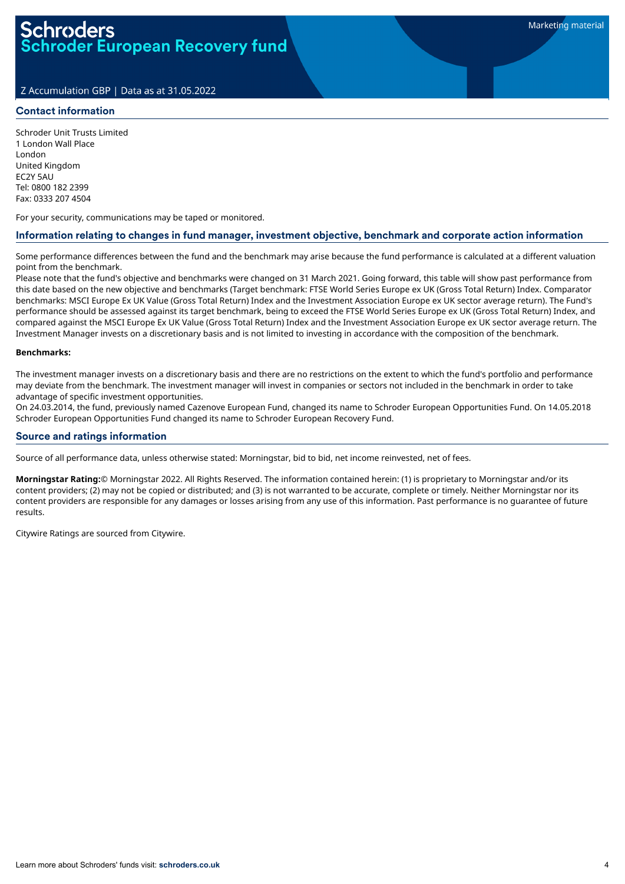# Schroders
## Schroder European Recovery fund

Z Accumulation GBP | Data as at 31.05.2022

Marketing material

## Contact information

Schroder Unit Trusts Limited
1 London Wall Place
London
United Kingdom
EC2Y 5AU
Tel: 0800 182 2399
Fax: 0333 207 4504

For your security, communications may be taped or monitored.

## Information relating to changes in fund manager, investment objective, benchmark and corporate action information

Some performance differences between the fund and the benchmark may arise because the fund performance is calculated at a different valuation point from the benchmark.
Please note that the fund's objective and benchmarks were changed on 31 March 2021. Going forward, this table will show past performance from this date based on the new objective and benchmarks (Target benchmark: FTSE World Series Europe ex UK (Gross Total Return) Index. Comparator benchmarks: MSCI Europe Ex UK Value (Gross Total Return) Index and the Investment Association Europe ex UK sector average return). The Fund's performance should be assessed against its target benchmark, being to exceed the FTSE World Series Europe ex UK (Gross Total Return) Index, and compared against the MSCI Europe Ex UK Value (Gross Total Return) Index and the Investment Association Europe ex UK sector average return. The Investment Manager invests on a discretionary basis and is not limited to investing in accordance with the composition of the benchmark.

**Benchmarks:**

The investment manager invests on a discretionary basis and there are no restrictions on the extent to which the fund's portfolio and performance may deviate from the benchmark. The investment manager will invest in companies or sectors not included in the benchmark in order to take advantage of specific investment opportunities.
On 24.03.2014, the fund, previously named Cazenove European Fund, changed its name to Schroder European Opportunities Fund. On 14.05.2018 Schroder European Opportunities Fund changed its name to Schroder European Recovery Fund.

## Source and ratings information

Source of all performance data, unless otherwise stated: Morningstar, bid to bid, net income reinvested, net of fees.

**Morningstar Rating:**© Morningstar 2022. All Rights Reserved. The information contained herein: (1) is proprietary to Morningstar and/or its content providers; (2) may not be copied or distributed; and (3) is not warranted to be accurate, complete or timely. Neither Morningstar nor its content providers are responsible for any damages or losses arising from any use of this information. Past performance is no guarantee of future results.

Citywire Ratings are sourced from Citywire.

Learn more about Schroders' funds visit: **schroders.co.uk**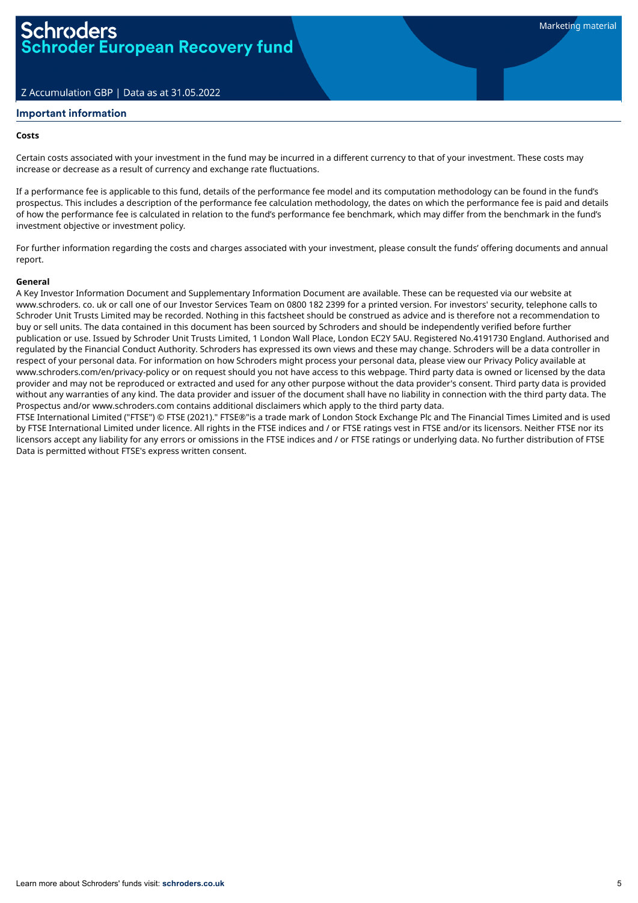## Important information

**Costs**

Certain costs associated with your investment in the fund may be incurred in a different currency to that of your investment. These costs may increase or decrease as a result of currency and exchange rate fluctuations.

If a performance fee is applicable to this fund, details of the performance fee model and its computation methodology can be found in the fund's prospectus. This includes a description of the performance fee calculation methodology, the dates on which the performance fee is paid and details of how the performance fee is calculated in relation to the fund's performance fee benchmark, which may differ from the benchmark in the fund's investment objective or investment policy.

For further information regarding the costs and charges associated with your investment, please consult the funds' offering documents and annual report.

**General**

A Key Investor Information Document and Supplementary Information Document are available. These can be requested via our website at www.schroders. co. uk or call one of our Investor Services Team on 0800 182 2399 for a printed version. For investors' security, telephone calls to Schroder Unit Trusts Limited may be recorded. Nothing in this factsheet should be construed as advice and is therefore not a recommendation to buy or sell units. The data contained in this document has been sourced by Schroders and should be independently verified before further publication or use. Issued by Schroder Unit Trusts Limited, 1 London Wall Place, London EC2Y 5AU. Registered No.4191730 England. Authorised and regulated by the Financial Conduct Authority. Schroders has expressed its own views and these may change. Schroders will be a data controller in respect of your personal data. For information on how Schroders might process your personal data, please view our Privacy Policy available at www.schroders.com/en/privacy-policy or on request should you not have access to this webpage. Third party data is owned or licensed by the data provider and may not be reproduced or extracted and used for any other purpose without the data provider's consent. Third party data is provided without any warranties of any kind. The data provider and issuer of the document shall have no liability in connection with the third party data. The Prospectus and/or www.schroders.com contains additional disclaimers which apply to the third party data.

FTSE International Limited ("FTSE") © FTSE (2021)." FTSE®"is a trade mark of London Stock Exchange Plc and The Financial Times Limited and is used by FTSE International Limited under licence. All rights in the FTSE indices and / or FTSE ratings vest in FTSE and/or its licensors. Neither FTSE nor its licensors accept any liability for any errors or omissions in the FTSE indices and / or FTSE ratings or underlying data. No further distribution of FTSE Data is permitted without FTSE's express written consent.